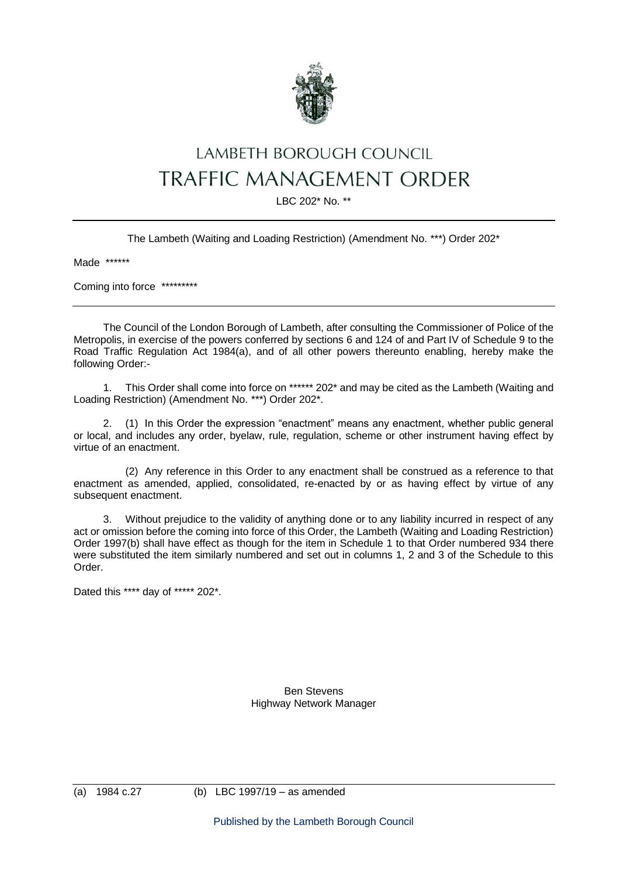# LAMBETH BOROUGH COUNCIL

# TRAFFIC MANAGEMENT ORDER

LBC 202* No. **

---

The Lambeth (Waiting and Loading Restriction) (Amendment No. ***) Order 202*

Made ******

Coming into force *********

---

The Council of the London Borough of Lambeth, after consulting the Commissioner of Police of the Metropolis, in exercise of the powers conferred by sections 6 and 124 of and Part IV of Schedule 9 to the Road Traffic Regulation Act 1984(a), and of all other powers thereunto enabling, hereby make the following Order:-

1. This Order shall come into force on ****** 202* and may be cited as the Lambeth (Waiting and Loading Restriction) (Amendment No. ***) Order 202*.

2. (1) In this Order the expression "enactment" means any enactment, whether public general or local, and includes any order, byelaw, rule, regulation, scheme or other instrument having effect by virtue of an enactment.

   (2) Any reference in this Order to any enactment shall be construed as a reference to that enactment as amended, applied, consolidated, re-enacted by or as having effect by virtue of any subsequent enactment.

3. Without prejudice to the validity of anything done or to any liability incurred in respect of any act or omission before the coming into force of this Order, the Lambeth (Waiting and Loading Restriction) Order 1997(b) shall have effect as though for the item in Schedule 1 to that Order numbered 934 there were substituted the item similarly numbered and set out in columns 1, 2 and 3 of the Schedule to this Order.

Dated this **** day of ***** 202*.

Ben Stevens
Highway Network Manager

---

(a) 1984 c.27 (b) LBC 1997/19 – as amended

Published by the Lambeth Borough Council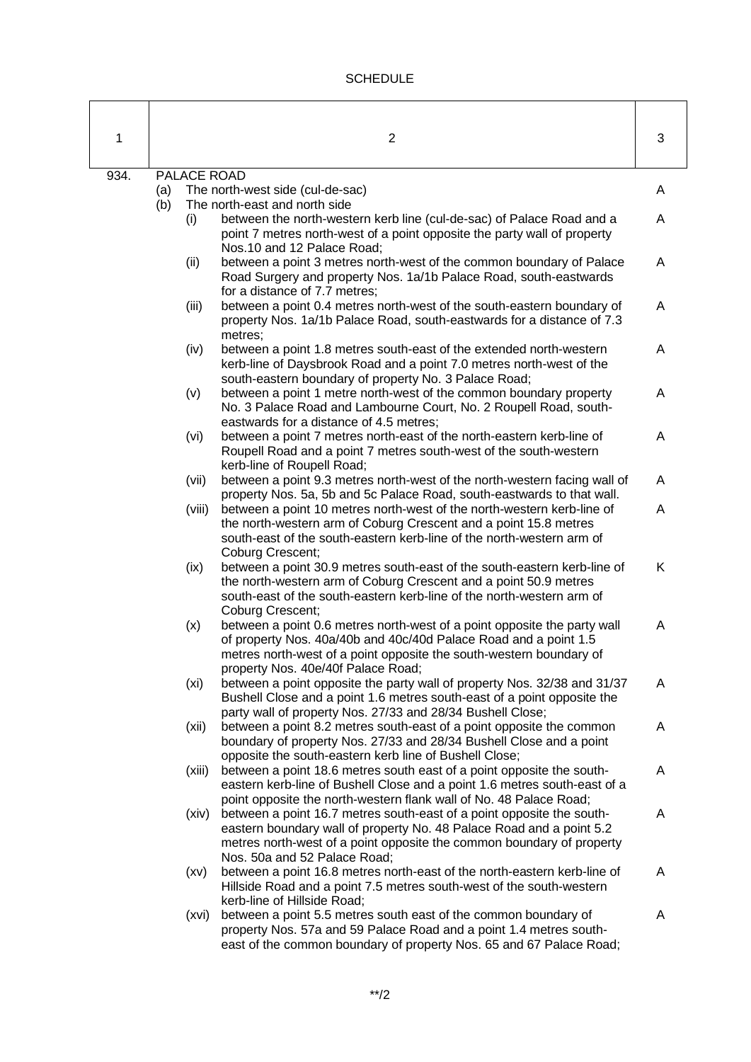SCHEDULE

| 1 | 2 | 3 |
|---|---|---|
| 934. | PALACE ROAD | |
| | (a) The north-west side (cul-de-sac) | A |
| | (b) The north-east and north side | |
| | (i) between the north-western kerb line (cul-de-sac) of Palace Road and a point 7 metres north-west of a point opposite the party wall of property Nos.10 and 12 Palace Road; | A |
| | (ii) between a point 3 metres north-west of the common boundary of Palace Road Surgery and property Nos. 1a/1b Palace Road, south-eastwards for a distance of 7.7 metres; | A |
| | (iii) between a point 0.4 metres north-west of the south-eastern boundary of property Nos. 1a/1b Palace Road, south-eastwards for a distance of 7.3 metres; | A |
| | (iv) between a point 1.8 metres south-east of the extended north-western kerb-line of Daysbrook Road and a point 7.0 metres north-west of the south-eastern boundary of property No. 3 Palace Road; | A |
| | (v) between a point 1 metre north-west of the common boundary property No. 3 Palace Road and Lambourne Court, No. 2 Roupell Road, south-eastwards for a distance of 4.5 metres; | A |
| | (vi) between a point 7 metres north-east of the north-eastern kerb-line of Roupell Road and a point 7 metres south-west of the south-western kerb-line of Roupell Road; | A |
| | (vii) between a point 9.3 metres north-west of the north-western facing wall of property Nos. 5a, 5b and 5c Palace Road, south-eastwards to that wall. | A |
| | (viii) between a point 10 metres north-west of the north-western kerb-line of the north-western arm of Coburg Crescent and a point 15.8 metres south-east of the south-eastern kerb-line of the north-western arm of Coburg Crescent; | A |
| | (ix) between a point 30.9 metres south-east of the south-eastern kerb-line of the north-western arm of Coburg Crescent and a point 50.9 metres south-east of the south-eastern kerb-line of the north-western arm of Coburg Crescent; | K |
| | (x) between a point 0.6 metres north-west of a point opposite the party wall of property Nos. 40a/40b and 40c/40d Palace Road and a point 1.5 metres north-west of a point opposite the south-western boundary of property Nos. 40e/40f Palace Road; | A |
| | (xi) between a point opposite the party wall of property Nos. 32/38 and 31/37 Bushell Close and a point 1.6 metres south-east of a point opposite the party wall of property Nos. 27/33 and 28/34 Bushell Close; | A |
| | (xii) between a point 8.2 metres south-east of a point opposite the common boundary of property Nos. 27/33 and 28/34 Bushell Close and a point opposite the south-eastern kerb line of Bushell Close; | A |
| | (xiii) between a point 18.6 metres south east of a point opposite the south-eastern kerb-line of Bushell Close and a point 1.6 metres south-east of a point opposite the north-western flank wall of No. 48 Palace Road; | A |
| | (xiv) between a point 16.7 metres south-east of a point opposite the south-eastern boundary wall of property No. 48 Palace Road and a point 5.2 metres north-west of a point opposite the common boundary of property Nos. 50a and 52 Palace Road; | A |
| | (xv) between a point 16.8 metres north-east of the north-eastern kerb-line of Hillside Road and a point 7.5 metres south-west of the south-western kerb-line of Hillside Road; | A |
| | (xvi) between a point 5.5 metres south east of the common boundary of property Nos. 57a and 59 Palace Road and a point 1.4 metres south-east of the common boundary of property Nos. 65 and 67 Palace Road; | A |

**/2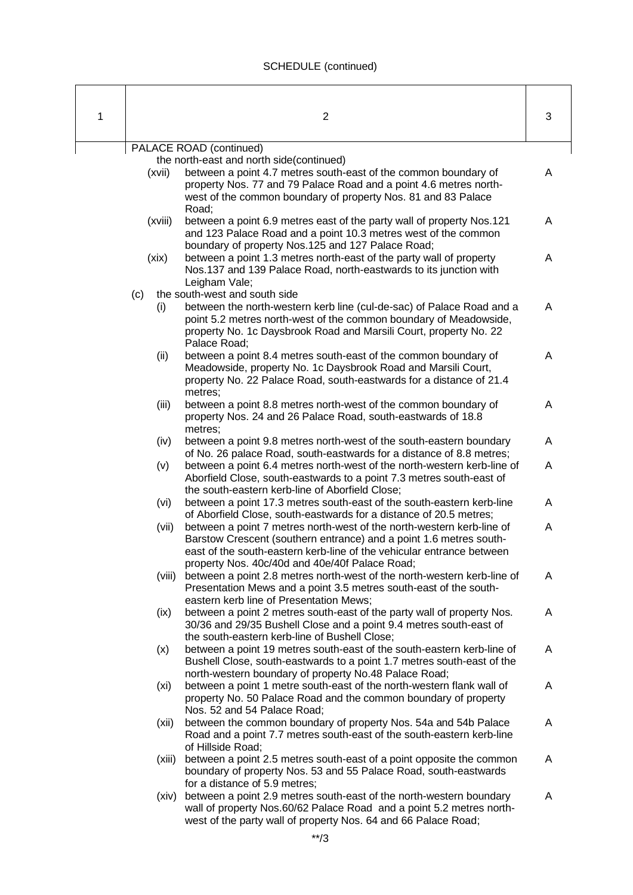SCHEDULE (continued)

| 1 | 2 | 3 |
|---|---|---|
| | PALACE ROAD (continued) | |
| | the north-east and north side(continued) | |
| | (xvii) between a point 4.7 metres south-east of the common boundary of property Nos. 77 and 79 Palace Road and a point 4.6 metres north-west of the common boundary of property Nos. 81 and 83 Palace Road; | A |
| | (xviii) between a point 6.9 metres east of the party wall of property Nos.121 and 123 Palace Road and a point 10.3 metres west of the common boundary of property Nos.125 and 127 Palace Road; | A |
| | (xix) between a point 1.3 metres north-east of the party wall of property Nos.137 and 139 Palace Road, north-eastwards to its junction with Leigham Vale; | A |
| | (c) the south-west and south side | |
| | (i) between the north-western kerb line (cul-de-sac) of Palace Road and a point 5.2 metres north-west of the common boundary of Meadowside, property No. 1c Daysbrook Road and Marsili Court, property No. 22 Palace Road; | A |
| | (ii) between a point 8.4 metres south-east of the common boundary of Meadowside, property No. 1c Daysbrook Road and Marsili Court, property No. 22 Palace Road, south-eastwards for a distance of 21.4 metres; | A |
| | (iii) between a point 8.8 metres north-west of the common boundary of property Nos. 24 and 26 Palace Road, south-eastwards of 18.8 metres; | A |
| | (iv) between a point 9.8 metres north-west of the south-eastern boundary of No. 26 palace Road, south-eastwards for a distance of 8.8 metres; | A |
| | (v) between a point 6.4 metres north-west of the north-western kerb-line of Aborfield Close, south-eastwards to a point 7.3 metres south-east of the south-eastern kerb-line of Aborfield Close; | A |
| | (vi) between a point 17.3 metres south-east of the south-eastern kerb-line of Aborfield Close, south-eastwards for a distance of 20.5 metres; | A |
| | (vii) between a point 7 metres north-west of the north-western kerb-line of Barstow Crescent (southern entrance) and a point 1.6 metres south-east of the south-eastern kerb-line of the vehicular entrance between property Nos. 40c/40d and 40e/40f Palace Road; | A |
| | (viii) between a point 2.8 metres north-west of the north-western kerb-line of Presentation Mews and a point 3.5 metres south-east of the south-eastern kerb line of Presentation Mews; | A |
| | (ix) between a point 2 metres south-east of the party wall of property Nos. 30/36 and 29/35 Bushell Close and a point 9.4 metres south-east of the south-eastern kerb-line of Bushell Close; | A |
| | (x) between a point 19 metres south-east of the south-eastern kerb-line of Bushell Close, south-eastwards to a point 1.7 metres south-east of the north-western boundary of property No.48 Palace Road; | A |
| | (xi) between a point 1 metre south-east of the north-western flank wall of property No. 50 Palace Road and the common boundary of property Nos. 52 and 54 Palace Road; | A |
| | (xii) between the common boundary of property Nos. 54a and 54b Palace Road and a point 7.7 metres south-east of the south-eastern kerb-line of Hillside Road; | A |
| | (xiii) between a point 2.5 metres south-east of a point opposite the common boundary of property Nos. 53 and 55 Palace Road, south-eastwards for a distance of 5.9 metres; | A |
| | (xiv) between a point 2.9 metres south-east of the north-western boundary wall of property Nos.60/62 Palace Road and a point 5.2 metres north-west of the party wall of property Nos. 64 and 66 Palace Road; | A |

**/3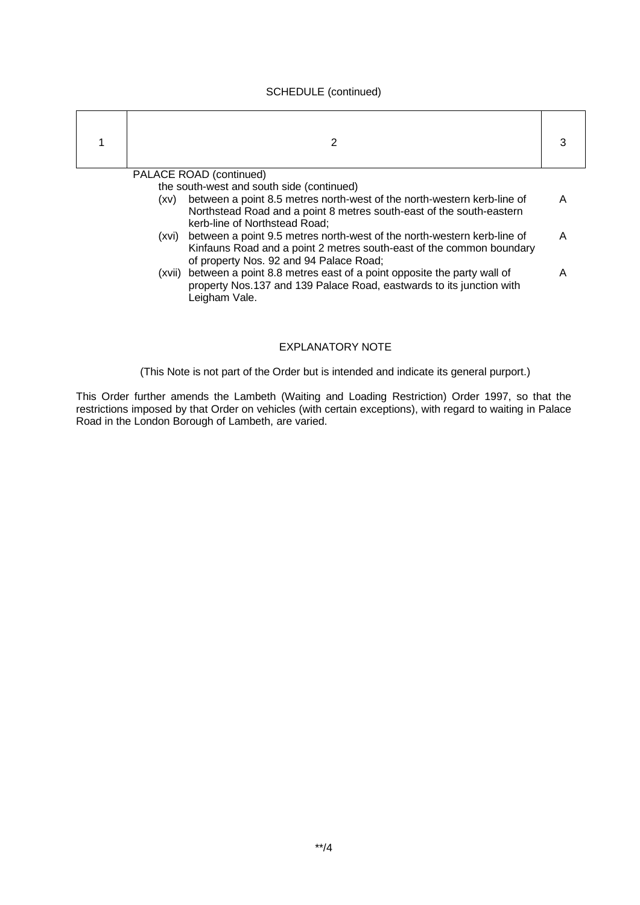SCHEDULE (continued)

| 1 | 2 | 3 |
|---|---|---|
| | PALACE ROAD (continued) | |
| | the south-west and south side (continued) | |
| | (xv) between a point 8.5 metres north-west of the north-western kerb-line of Northstead Road and a point 8 metres south-east of the south-eastern kerb-line of Northstead Road; | A |
| | (xvi) between a point 9.5 metres north-west of the north-western kerb-line of Kinfauns Road and a point 2 metres south-east of the common boundary of property Nos. 92 and 94 Palace Road; | A |
| | (xvii) between a point 8.8 metres east of a point opposite the party wall of property Nos.137 and 139 Palace Road, eastwards to its junction with Leigham Vale. | A |

## EXPLANATORY NOTE

(This Note is not part of the Order but is intended and indicate its general purport.)

This Order further amends the Lambeth (Waiting and Loading Restriction) Order 1997, so that the restrictions imposed by that Order on vehicles (with certain exceptions), with regard to waiting in Palace Road in the London Borough of Lambeth, are varied.

**/4